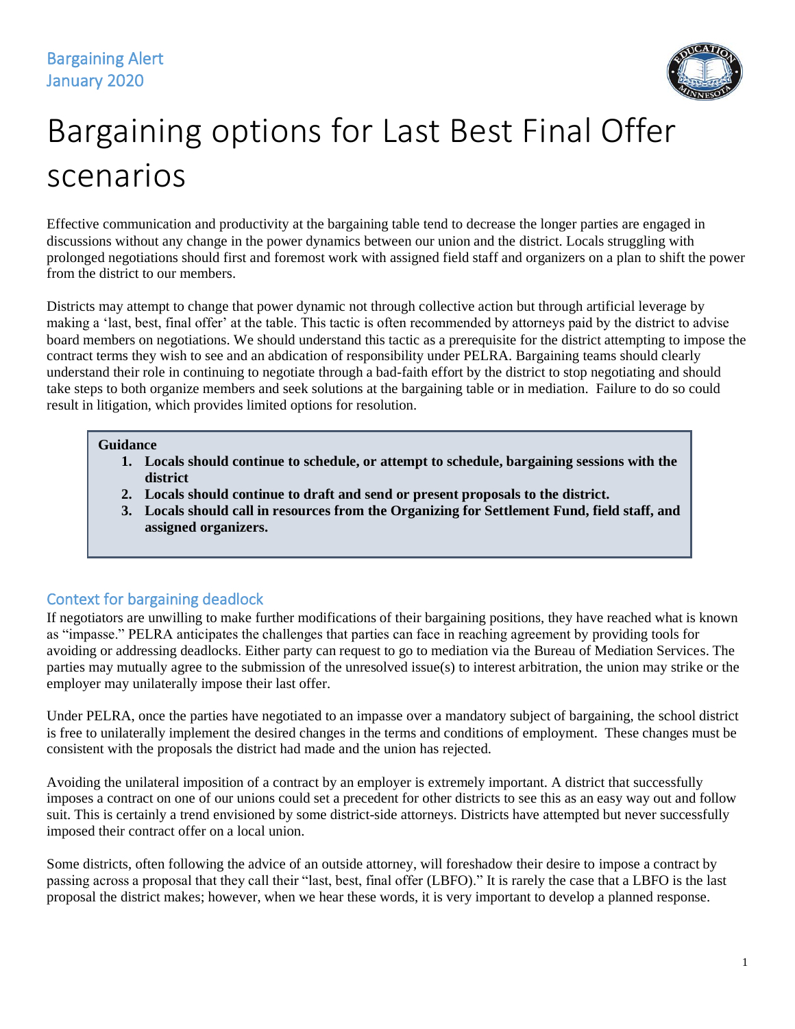Bargaining Alert
January 2020

# Bargaining options for Last Best Final Offer scenarios

Effective communication and productivity at the bargaining table tend to decrease the longer parties are engaged in discussions without any change in the power dynamics between our union and the district. Locals struggling with prolonged negotiations should first and foremost work with assigned field staff and organizers on a plan to shift the power from the district to our members.

Districts may attempt to change that power dynamic not through collective action but through artificial leverage by making a 'last, best, final offer' at the table. This tactic is often recommended by attorneys paid by the district to advise board members on negotiations. We should understand this tactic as a prerequisite for the district attempting to impose the contract terms they wish to see and an abdication of responsibility under PELRA. Bargaining teams should clearly understand their role in continuing to negotiate through a bad-faith effort by the district to stop negotiating and should take steps to both organize members and seek solutions at the bargaining table or in mediation. Failure to do so could result in litigation, which provides limited options for resolution.

**Guidance**

1. **Locals should continue to schedule, or attempt to schedule, bargaining sessions with the district**
2. **Locals should continue to draft and send or present proposals to the district.**
3. **Locals should call in resources from the Organizing for Settlement Fund, field staff, and assigned organizers.**

## Context for bargaining deadlock

If negotiators are unwilling to make further modifications of their bargaining positions, they have reached what is known as "impasse." PELRA anticipates the challenges that parties can face in reaching agreement by providing tools for avoiding or addressing deadlocks. Either party can request to go to mediation via the Bureau of Mediation Services. The parties may mutually agree to the submission of the unresolved issue(s) to interest arbitration, the union may strike or the employer may unilaterally impose their last offer.

Under PELRA, once the parties have negotiated to an impasse over a mandatory subject of bargaining, the school district is free to unilaterally implement the desired changes in the terms and conditions of employment. These changes must be consistent with the proposals the district had made and the union has rejected.

Avoiding the unilateral imposition of a contract by an employer is extremely important. A district that successfully imposes a contract on one of our unions could set a precedent for other districts to see this as an easy way out and follow suit. This is certainly a trend envisioned by some district-side attorneys. Districts have attempted but never successfully imposed their contract offer on a local union.

Some districts, often following the advice of an outside attorney, will foreshadow their desire to impose a contract by passing across a proposal that they call their "last, best, final offer (LBFO)." It is rarely the case that a LBFO is the last proposal the district makes; however, when we hear these words, it is very important to develop a planned response.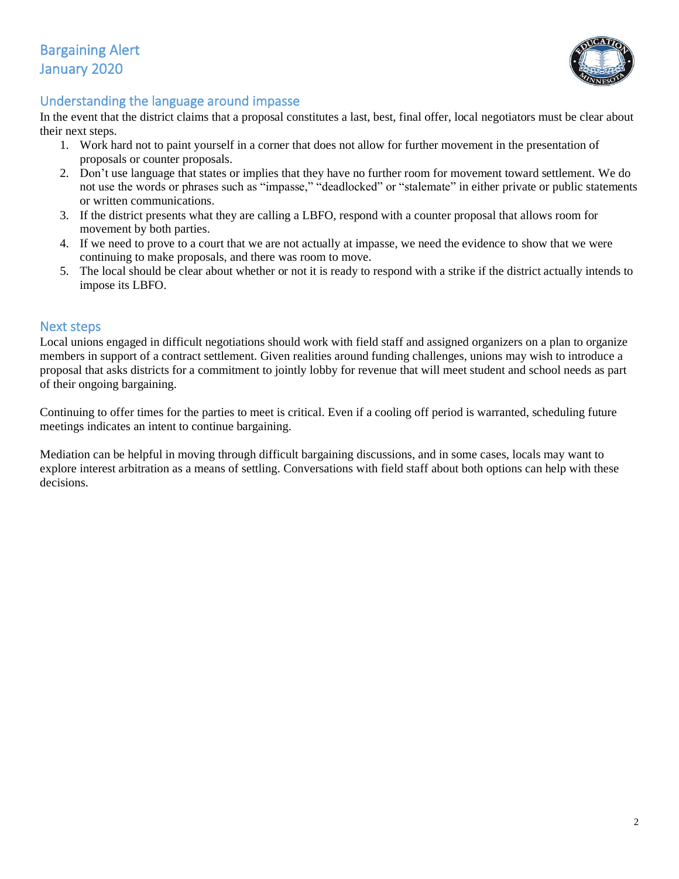Bargaining Alert
January 2020

## Understanding the language around impasse

In the event that the district claims that a proposal constitutes a last, best, final offer, local negotiators must be clear about their next steps.

1. Work hard not to paint yourself in a corner that does not allow for further movement in the presentation of proposals or counter proposals.
2. Don't use language that states or implies that they have no further room for movement toward settlement. We do not use the words or phrases such as "impasse," "deadlocked" or "stalemate" in either private or public statements or written communications.
3. If the district presents what they are calling a LBFO, respond with a counter proposal that allows room for movement by both parties.
4. If we need to prove to a court that we are not actually at impasse, we need the evidence to show that we were continuing to make proposals, and there was room to move.
5. The local should be clear about whether or not it is ready to respond with a strike if the district actually intends to impose its LBFO.

## Next steps

Local unions engaged in difficult negotiations should work with field staff and assigned organizers on a plan to organize members in support of a contract settlement. Given realities around funding challenges, unions may wish to introduce a proposal that asks districts for a commitment to jointly lobby for revenue that will meet student and school needs as part of their ongoing bargaining.

Continuing to offer times for the parties to meet is critical. Even if a cooling off period is warranted, scheduling future meetings indicates an intent to continue bargaining.

Mediation can be helpful in moving through difficult bargaining discussions, and in some cases, locals may want to explore interest arbitration as a means of settling. Conversations with field staff about both options can help with these decisions.